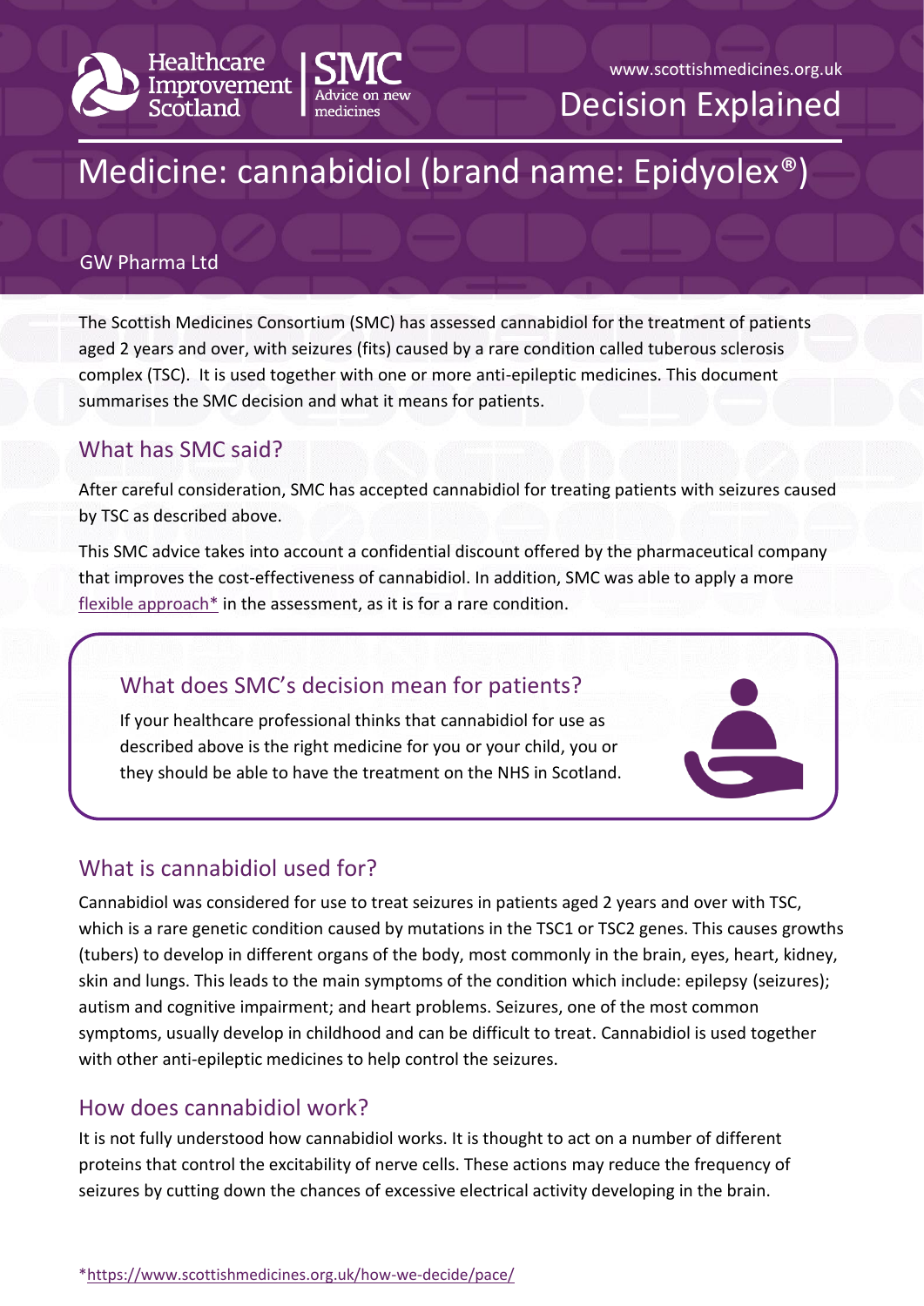Healthcare Improvement Scotland | SMC Advice on new medicines

www.scottishmedicines.org.uk

Decision Explained

# Medicine: cannabidiol (brand name: Epidyolex®)

GW Pharma Ltd

The Scottish Medicines Consortium (SMC) has assessed cannabidiol for the treatment of patients aged 2 years and over, with seizures (fits) caused by a rare condition called tuberous sclerosis complex (TSC). It is used together with one or more anti-epileptic medicines. This document summarises the SMC decision and what it means for patients.

## What has SMC said?

After careful consideration, SMC has accepted cannabidiol for treating patients with seizures caused by TSC as described above.

This SMC advice takes into account a confidential discount offered by the pharmaceutical company that improves the cost-effectiveness of cannabidiol. In addition, SMC was able to apply a more flexible approach* in the assessment, as it is for a rare condition.

## What does SMC's decision mean for patients?

If your healthcare professional thinks that cannabidiol for use as described above is the right medicine for you or your child, you or they should be able to have the treatment on the NHS in Scotland.

## What is cannabidiol used for?

Cannabidiol was considered for use to treat seizures in patients aged 2 years and over with TSC, which is a rare genetic condition caused by mutations in the TSC1 or TSC2 genes. This causes growths (tubers) to develop in different organs of the body, most commonly in the brain, eyes, heart, kidney, skin and lungs. This leads to the main symptoms of the condition which include: epilepsy (seizures); autism and cognitive impairment; and heart problems. Seizures, one of the most common symptoms, usually develop in childhood and can be difficult to treat. Cannabidiol is used together with other anti-epileptic medicines to help control the seizures.

## How does cannabidiol work?

It is not fully understood how cannabidiol works. It is thought to act on a number of different proteins that control the excitability of nerve cells. These actions may reduce the frequency of seizures by cutting down the chances of excessive electrical activity developing in the brain.

*https://www.scottishmedicines.org.uk/how-we-decide/pace/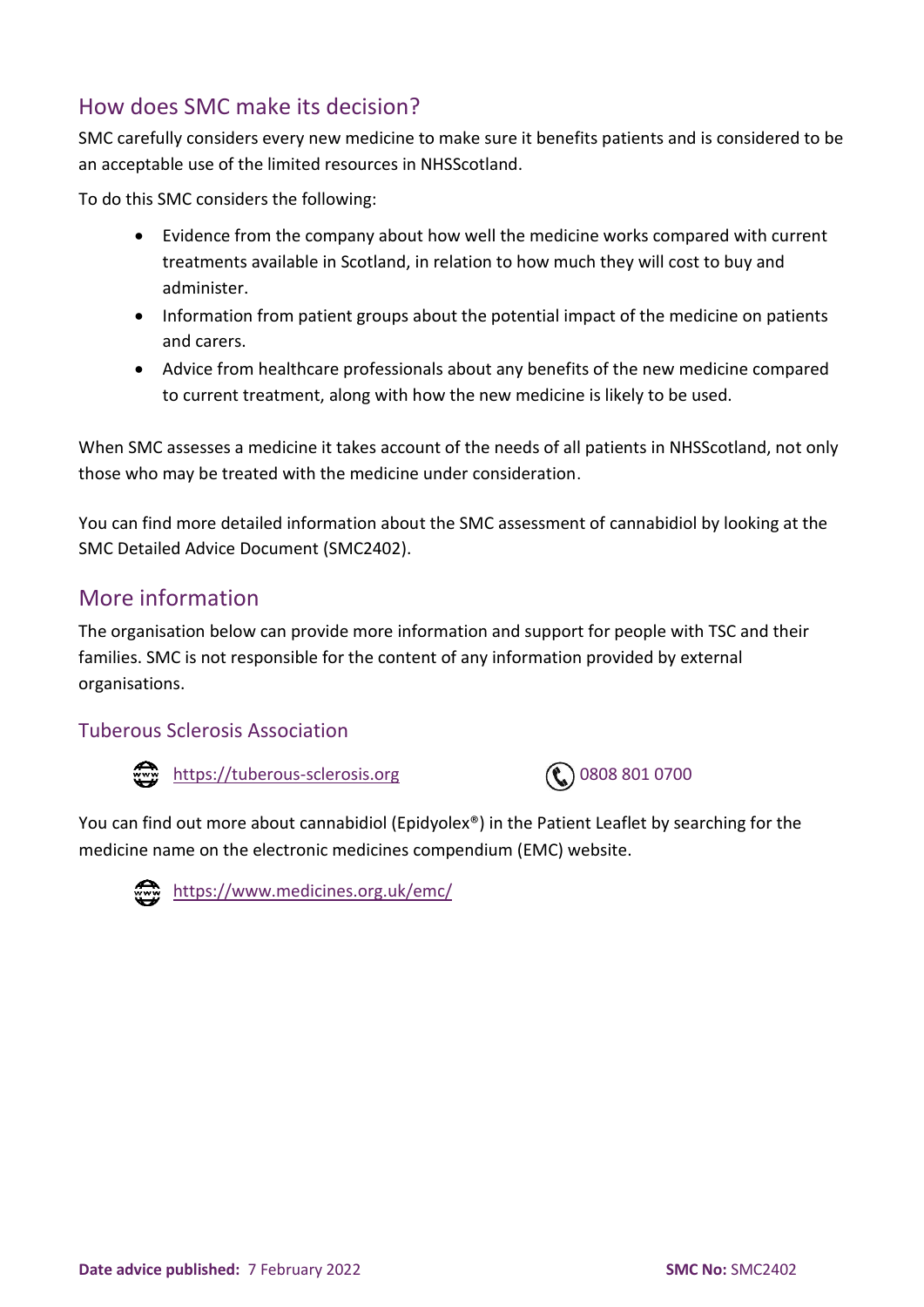## How does SMC make its decision?

SMC carefully considers every new medicine to make sure it benefits patients and is considered to be an acceptable use of the limited resources in NHSScotland.

To do this SMC considers the following:

- Evidence from the company about how well the medicine works compared with current treatments available in Scotland, in relation to how much they will cost to buy and administer.
- Information from patient groups about the potential impact of the medicine on patients and carers.
- Advice from healthcare professionals about any benefits of the new medicine compared to current treatment, along with how the new medicine is likely to be used.

When SMC assesses a medicine it takes account of the needs of all patients in NHSScotland, not only those who may be treated with the medicine under consideration.

You can find more detailed information about the SMC assessment of cannabidiol by looking at the SMC Detailed Advice Document (SMC2402).

## More information

The organisation below can provide more information and support for people with TSC and their families. SMC is not responsible for the content of any information provided by external organisations.

### Tuberous Sclerosis Association

https://tuberous-sclerosis.org

0808 801 0700

You can find out more about cannabidiol (Epidyolex®) in the Patient Leaflet by searching for the medicine name on the electronic medicines compendium (EMC) website.

https://www.medicines.org.uk/emc/

**Date advice published:** 7 February 2022

**SMC No:** SMC2402